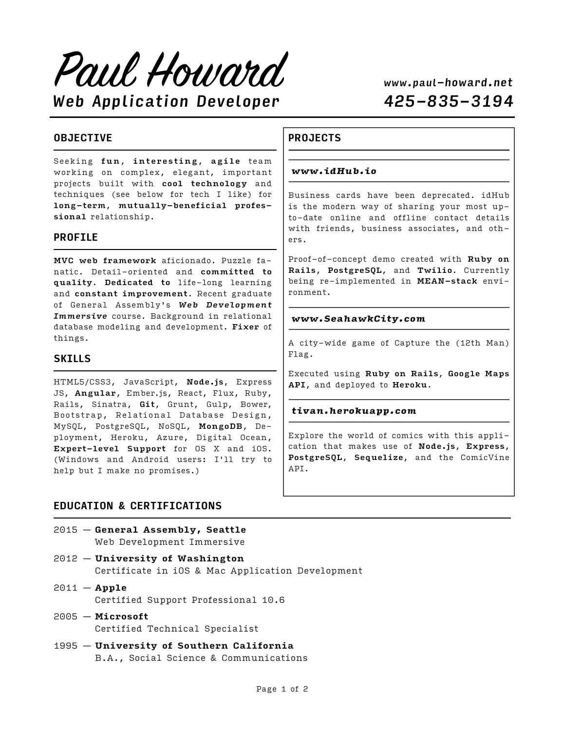# Paul Howard

## *Web Application Developer*

***www.paul-howard.net***

***425-835-3194***

## OBJECTIVE

Seeking **fun**, **interesting**, **agile** team working on complex, elegant, important projects built with **cool technology** and techniques (see below for tech I like) for **long-term**, **mutually-beneficial professional** relationship.

## PROFILE

**MVC web framework** aficionado. Puzzle fanatic. Detail-oriented and **committed to quality. Dedicated to** life-long learning and **constant improvement.** Recent graduate of General Assembly's ***Web Development Immersive*** course. Background in relational database modeling and development. **Fixer** of things.

## SKILLS

HTML5/CSS3, JavaScript, **Node.js**, Express JS, **Angular**, Ember.js, React, Flux, Ruby, Rails, Sinatra, **Git**, Grunt, Gulp, Bower, Bootstrap, Relational Database Design, MySQL, PostgreSQL, NoSQL, **MongoDB**, Deployment, Heroku, Azure, Digital Ocean, **Expert-level Support** for OS X and iOS. (Windows and Android users: I'll try to help but I make no promises.)

## PROJECTS

### ***www.idHub.io***

Business cards have been deprecated. idHub is the modern way of sharing your most up-to-date online and offline contact details with friends, business associates, and others.

Proof-of-concept demo created with **Ruby on Rails**, **PostgreSQL**, and **Twilio.** Currently being re-implemented in **MEAN-stack** environment.

### ***www.SeahawkCity.com***

A city-wide game of Capture the (12th Man) Flag.

Executed using **Ruby on Rails**, **Google Maps API**, and deployed to **Heroku**.

### ***tivan.herokuapp.com***

Explore the world of comics with this application that makes use of **Node.js**, **Express**, **PostgreSQL**, **Sequelize**, and the ComicVine API.

## EDUCATION & CERTIFICATIONS

- 2015 — **General Assembly, Seattle**
  Web Development Immersive
- 2012 — **University of Washington**
  Certificate in iOS & Mac Application Development
- 2011 — **Apple**
  Certified Support Professional 10.6
- 2005 — **Microsoft**
  Certified Technical Specialist
- 1995 — **University of Southern California**
  B.A., Social Science & Communications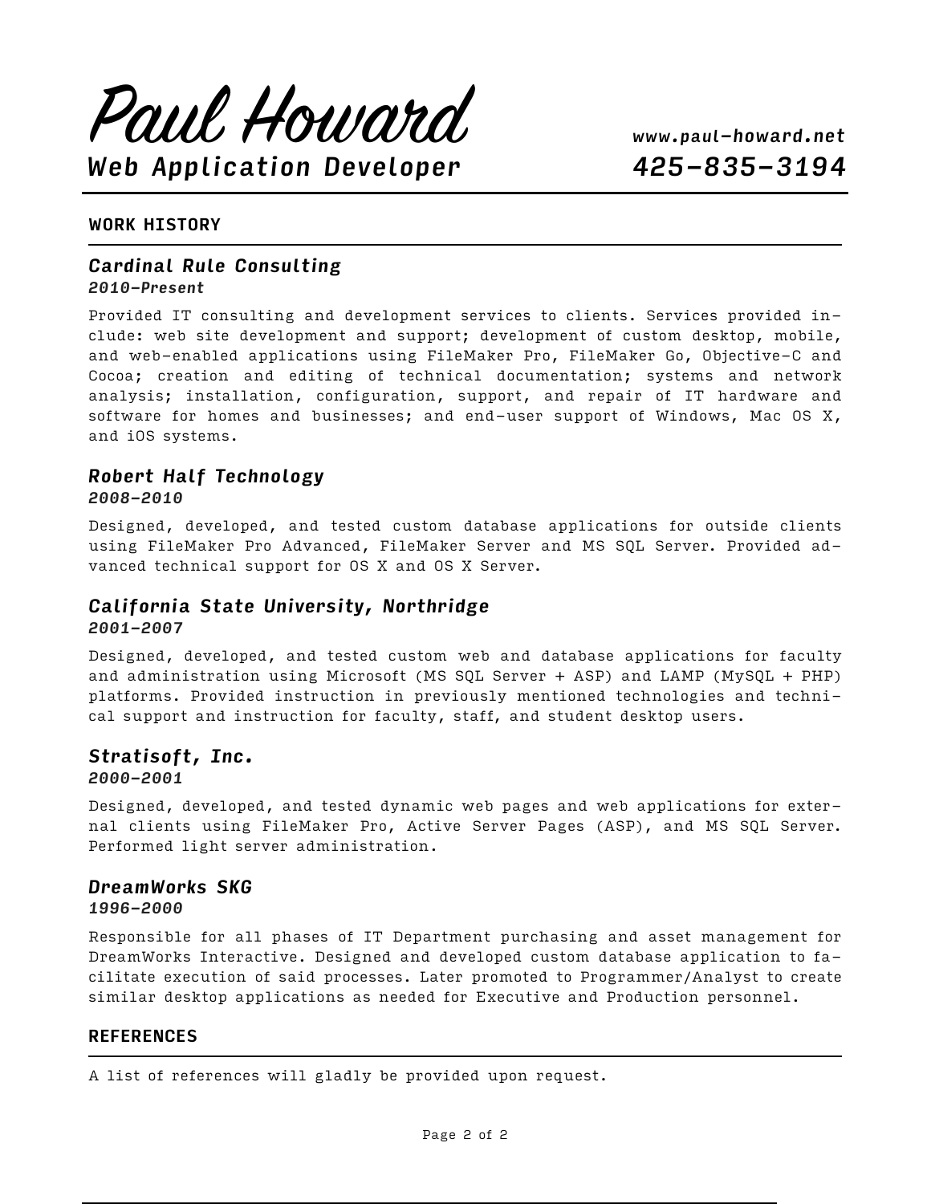# Paul Howard

**Web Application Developer**

**www.paul-howard.net**

**425-835-3194**

## WORK HISTORY

### *Cardinal Rule Consulting*
***2010–Present***

Provided IT consulting and development services to clients. Services provided include: web site development and support; development of custom desktop, mobile, and web-enabled applications using FileMaker Pro, FileMaker Go, Objective-C and Cocoa; creation and editing of technical documentation; systems and network analysis; installation, configuration, support, and repair of IT hardware and software for homes and businesses; and end-user support of Windows, Mac OS X, and iOS systems.

### *Robert Half Technology*
***2008–2010***

Designed, developed, and tested custom database applications for outside clients using FileMaker Pro Advanced, FileMaker Server and MS SQL Server. Provided advanced technical support for OS X and OS X Server.

### *California State University, Northridge*
***2001–2007***

Designed, developed, and tested custom web and database applications for faculty and administration using Microsoft (MS SQL Server + ASP) and LAMP (MySQL + PHP) platforms. Provided instruction in previously mentioned technologies and technical support and instruction for faculty, staff, and student desktop users.

### *Stratisoft, Inc.*
***2000–2001***

Designed, developed, and tested dynamic web pages and web applications for external clients using FileMaker Pro, Active Server Pages (ASP), and MS SQL Server. Performed light server administration.

### *DreamWorks SKG*
***1996–2000***

Responsible for all phases of IT Department purchasing and asset management for DreamWorks Interactive. Designed and developed custom database application to facilitate execution of said processes. Later promoted to Programmer/Analyst to create similar desktop applications as needed for Executive and Production personnel.

## REFERENCES

A list of references will gladly be provided upon request.